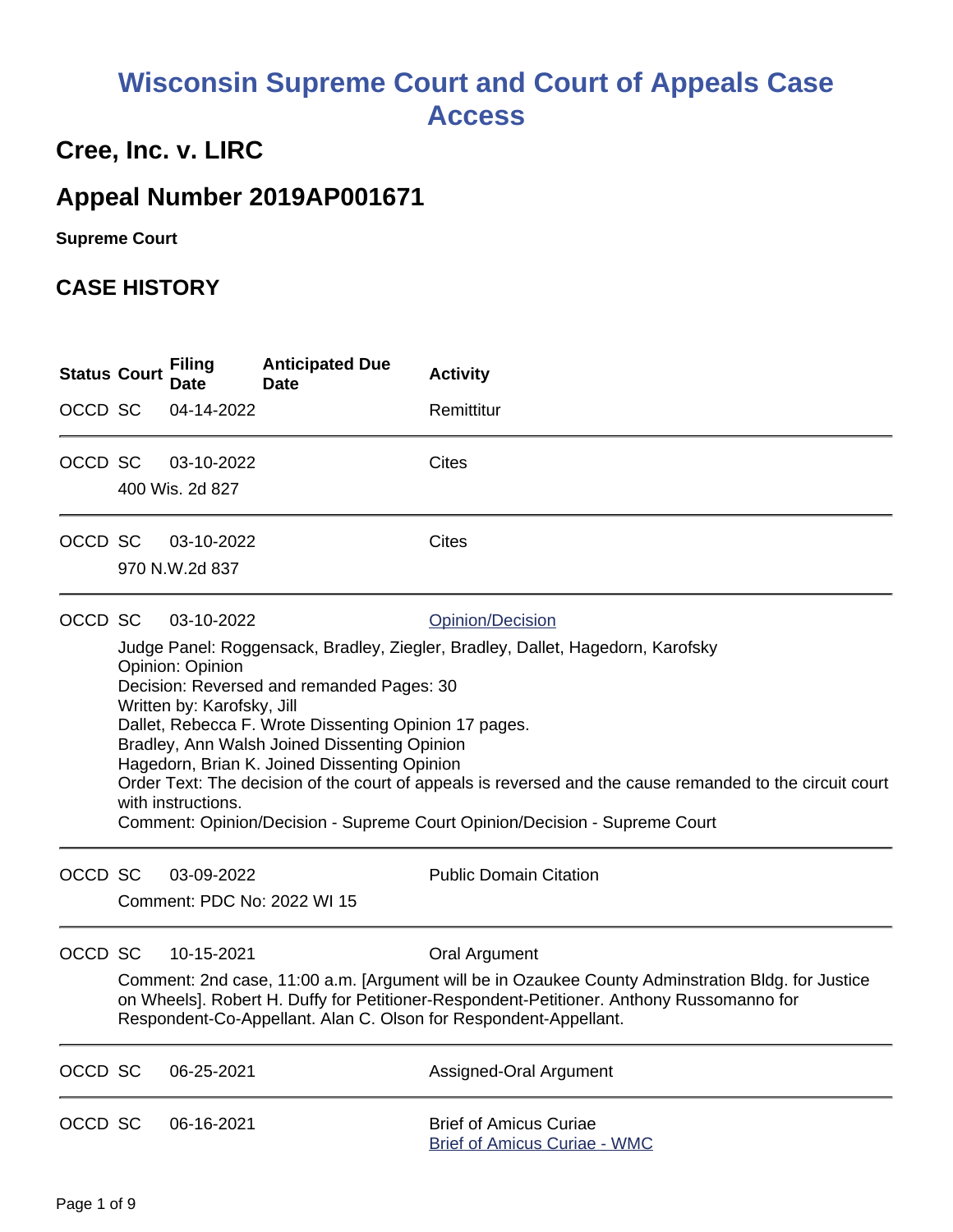# Wisconsin Supreme Court and Court of Appeals Case Access

## Cree, Inc. v. LIRC

## Appeal Number 2019AP001671

**Supreme Court**

## CASE HISTORY

| Status | Court | Filing Date | Anticipated Due Date | Activity |
|---|---|---|---|---|
| OCCD | SC | 04-14-2022 | | Remittitur |
| OCCD | SC | 03-10-2022 | | Cites |
| | 400 Wis. 2d 827 | | | |
| OCCD | SC | 03-10-2022 | | Cites |
| | 970 N.W.2d 837 | | | |
| OCCD | SC | 03-10-2022 | | Opinion/Decision |
| OCCD | SC | 03-09-2022 | | Public Domain Citation |
| OCCD | SC | 10-15-2021 | | Oral Argument |
| OCCD | SC | 06-25-2021 | | Assigned-Oral Argument |
| OCCD | SC | 06-16-2021 | | Brief of Amicus Curiae |

**03-10-2022 Opinion/Decision:**

Judge Panel: Roggensack, Bradley, Ziegler, Bradley, Dallet, Hagedorn, Karofsky
Opinion: Opinion
Decision: Reversed and remanded Pages: 30
Written by: Karofsky, Jill
Dallet, Rebecca F. Wrote Dissenting Opinion 17 pages.
Bradley, Ann Walsh Joined Dissenting Opinion
Hagedorn, Brian K. Joined Dissenting Opinion
Order Text: The decision of the court of appeals is reversed and the cause remanded to the circuit court with instructions.
Comment: Opinion/Decision - Supreme Court Opinion/Decision - Supreme Court

**03-09-2022 Public Domain Citation:**

Comment: PDC No: 2022 WI 15

**10-15-2021 Oral Argument:**

Comment: 2nd case, 11:00 a.m. [Argument will be in Ozaukee County Adminstration Bldg. for Justice on Wheels]. Robert H. Duffy for Petitioner-Respondent-Petitioner. Anthony Russomanno for Respondent-Co-Appellant. Alan C. Olson for Respondent-Appellant.

**06-16-2021 Brief of Amicus Curiae:**

Brief of Amicus Curiae - WMC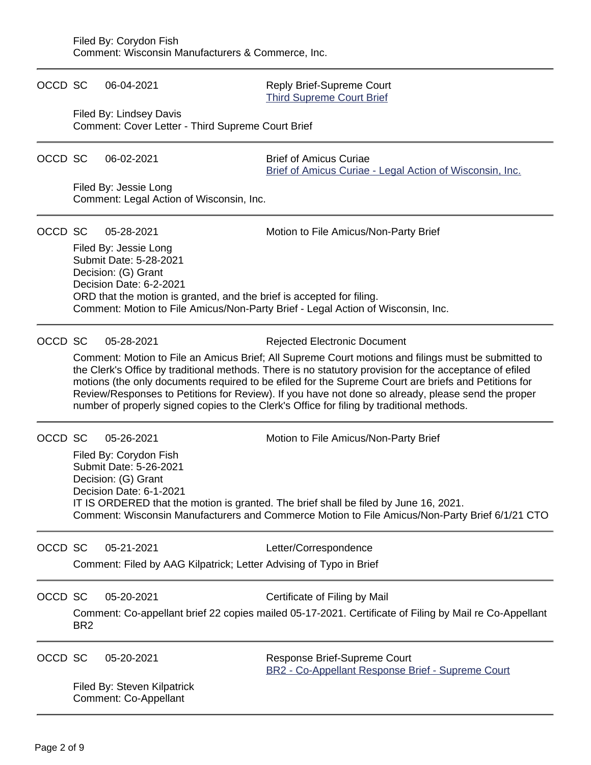Filed By: Corydon Fish
Comment: Wisconsin Manufacturers & Commerce, Inc.

---

OCCD SC 06-04-2021 Reply Brief-Supreme Court
Third Supreme Court Brief

Filed By: Lindsey Davis
Comment: Cover Letter - Third Supreme Court Brief

---

OCCD SC 06-02-2021 Brief of Amicus Curiae
Brief of Amicus Curiae - Legal Action of Wisconsin, Inc.

Filed By: Jessie Long
Comment: Legal Action of Wisconsin, Inc.

---

OCCD SC 05-28-2021 Motion to File Amicus/Non-Party Brief

Filed By: Jessie Long
Submit Date: 5-28-2021
Decision: (G) Grant
Decision Date: 6-2-2021
ORD that the motion is granted, and the brief is accepted for filing.
Comment: Motion to File Amicus/Non-Party Brief - Legal Action of Wisconsin, Inc.

---

OCCD SC 05-28-2021 Rejected Electronic Document

Comment: Motion to File an Amicus Brief; All Supreme Court motions and filings must be submitted to the Clerk's Office by traditional methods. There is no statutory provision for the acceptance of efiled motions (the only documents required to be efiled for the Supreme Court are briefs and Petitions for Review/Responses to Petitions for Review). If you have not done so already, please send the proper number of properly signed copies to the Clerk's Office for filing by traditional methods.

---

OCCD SC 05-26-2021 Motion to File Amicus/Non-Party Brief

Filed By: Corydon Fish
Submit Date: 5-26-2021
Decision: (G) Grant
Decision Date: 6-1-2021
IT IS ORDERED that the motion is granted. The brief shall be filed by June 16, 2021.
Comment: Wisconsin Manufacturers and Commerce Motion to File Amicus/Non-Party Brief 6/1/21 CTO

---

OCCD SC 05-21-2021 Letter/Correspondence

Comment: Filed by AAG Kilpatrick; Letter Advising of Typo in Brief

---

OCCD SC 05-20-2021 Certificate of Filing by Mail

Comment: Co-appellant brief 22 copies mailed 05-17-2021. Certificate of Filing by Mail re Co-Appellant BR2

---

OCCD SC 05-20-2021 Response Brief-Supreme Court
BR2 - Co-Appellant Response Brief - Supreme Court

Filed By: Steven Kilpatrick
Comment: Co-Appellant

---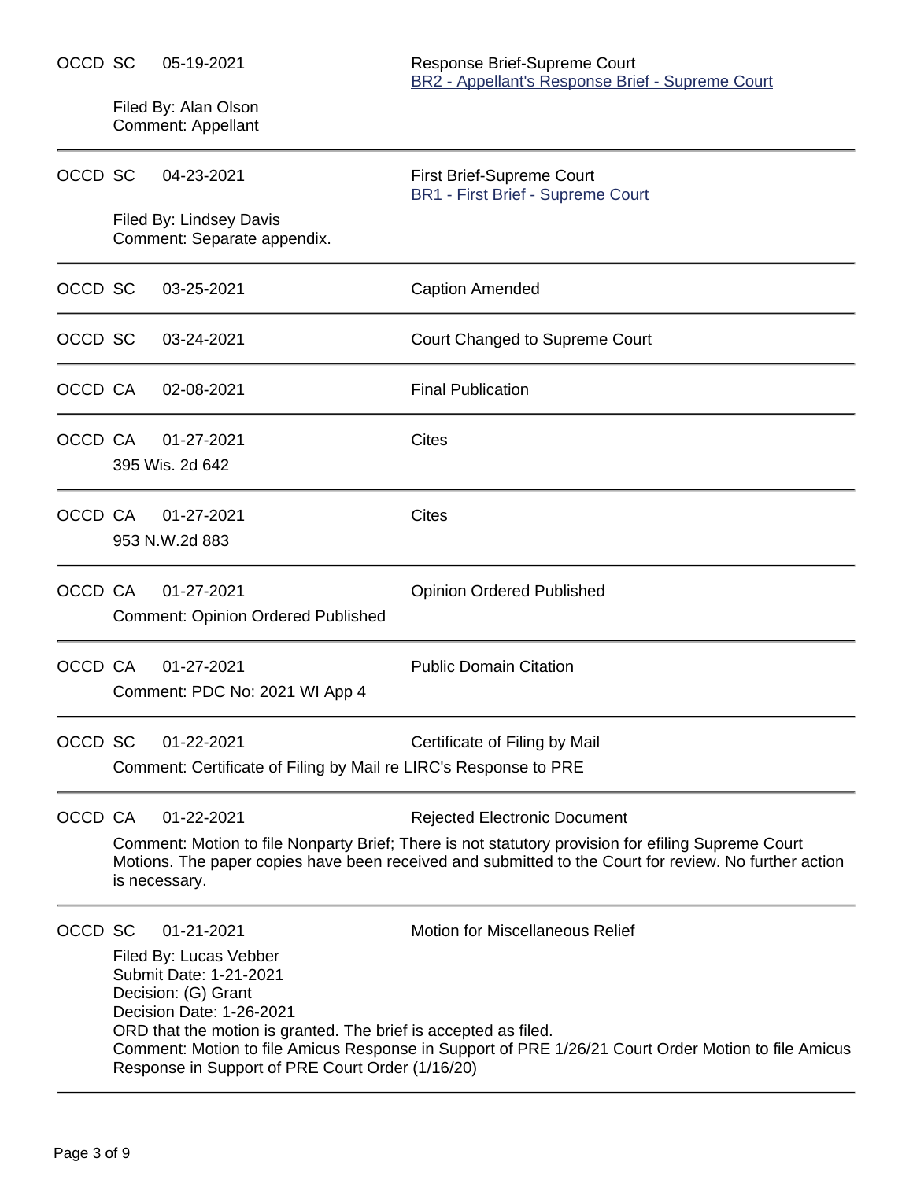OCCD SC 05-19-2021 Response Brief-Supreme Court
BR2 - Appellant's Response Brief - Supreme Court

Filed By: Alan Olson
Comment: Appellant

---

OCCD SC 04-23-2021 First Brief-Supreme Court
BR1 - First Brief - Supreme Court

Filed By: Lindsey Davis
Comment: Separate appendix.

---

OCCD SC 03-25-2021 Caption Amended

---

OCCD SC 03-24-2021 Court Changed to Supreme Court

---

OCCD CA 02-08-2021 Final Publication

---

OCCD CA 01-27-2021 Cites
395 Wis. 2d 642

---

OCCD CA 01-27-2021 Cites
953 N.W.2d 883

---

OCCD CA 01-27-2021 Opinion Ordered Published
Comment: Opinion Ordered Published

---

OCCD CA 01-27-2021 Public Domain Citation
Comment: PDC No: 2021 WI App 4

---

OCCD SC 01-22-2021 Certificate of Filing by Mail
Comment: Certificate of Filing by Mail re LIRC's Response to PRE

---

OCCD CA 01-22-2021 Rejected Electronic Document
Comment: Motion to file Nonparty Brief; There is not statutory provision for efiling Supreme Court Motions. The paper copies have been received and submitted to the Court for review. No further action is necessary.

---

OCCD SC 01-21-2021 Motion for Miscellaneous Relief
Filed By: Lucas Vebber
Submit Date: 1-21-2021
Decision: (G) Grant
Decision Date: 1-26-2021
ORD that the motion is granted. The brief is accepted as filed.
Comment: Motion to file Amicus Response in Support of PRE 1/26/21 Court Order Motion to file Amicus Response in Support of PRE Court Order (1/16/20)

---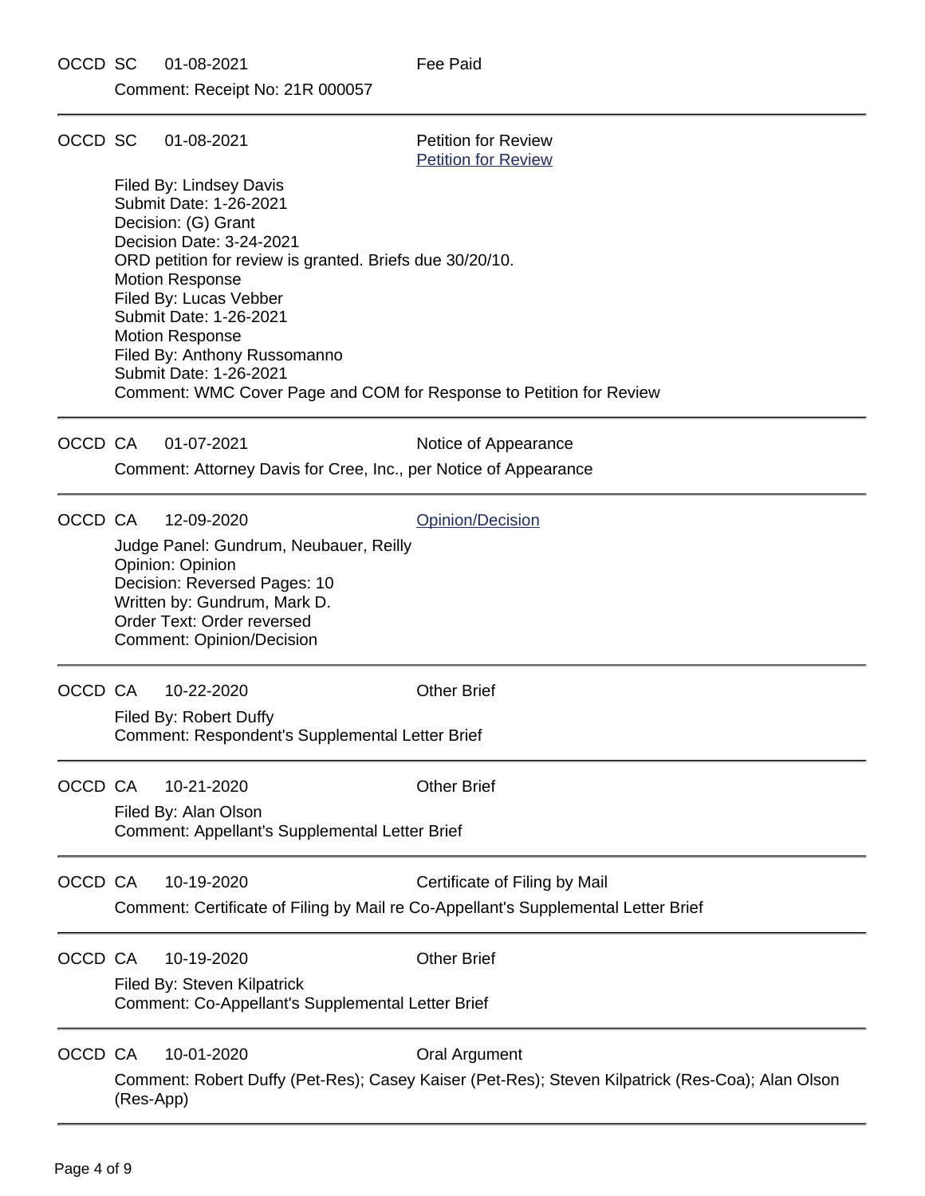OCCD SC 01-08-2021 Fee Paid

Comment: Receipt No: 21R 000057

---

OCCD SC 01-08-2021 Petition for Review

Petition for Review

Filed By: Lindsey Davis
Submit Date: 1-26-2021
Decision: (G) Grant
Decision Date: 3-24-2021
ORD petition for review is granted. Briefs due 30/20/10.
Motion Response
Filed By: Lucas Vebber
Submit Date: 1-26-2021
Motion Response
Filed By: Anthony Russomanno
Submit Date: 1-26-2021
Comment: WMC Cover Page and COM for Response to Petition for Review

---

OCCD CA 01-07-2021 Notice of Appearance

Comment: Attorney Davis for Cree, Inc., per Notice of Appearance

---

OCCD CA 12-09-2020 Opinion/Decision

Judge Panel: Gundrum, Neubauer, Reilly
Opinion: Opinion
Decision: Reversed Pages: 10
Written by: Gundrum, Mark D.
Order Text: Order reversed
Comment: Opinion/Decision

---

OCCD CA 10-22-2020 Other Brief

Filed By: Robert Duffy
Comment: Respondent's Supplemental Letter Brief

---

OCCD CA 10-21-2020 Other Brief

Filed By: Alan Olson
Comment: Appellant's Supplemental Letter Brief

---

OCCD CA 10-19-2020 Certificate of Filing by Mail

Comment: Certificate of Filing by Mail re Co-Appellant's Supplemental Letter Brief

---

OCCD CA 10-19-2020 Other Brief

Filed By: Steven Kilpatrick
Comment: Co-Appellant's Supplemental Letter Brief

---

OCCD CA 10-01-2020 Oral Argument

Comment: Robert Duffy (Pet-Res); Casey Kaiser (Pet-Res); Steven Kilpatrick (Res-Coa); Alan Olson (Res-App)

---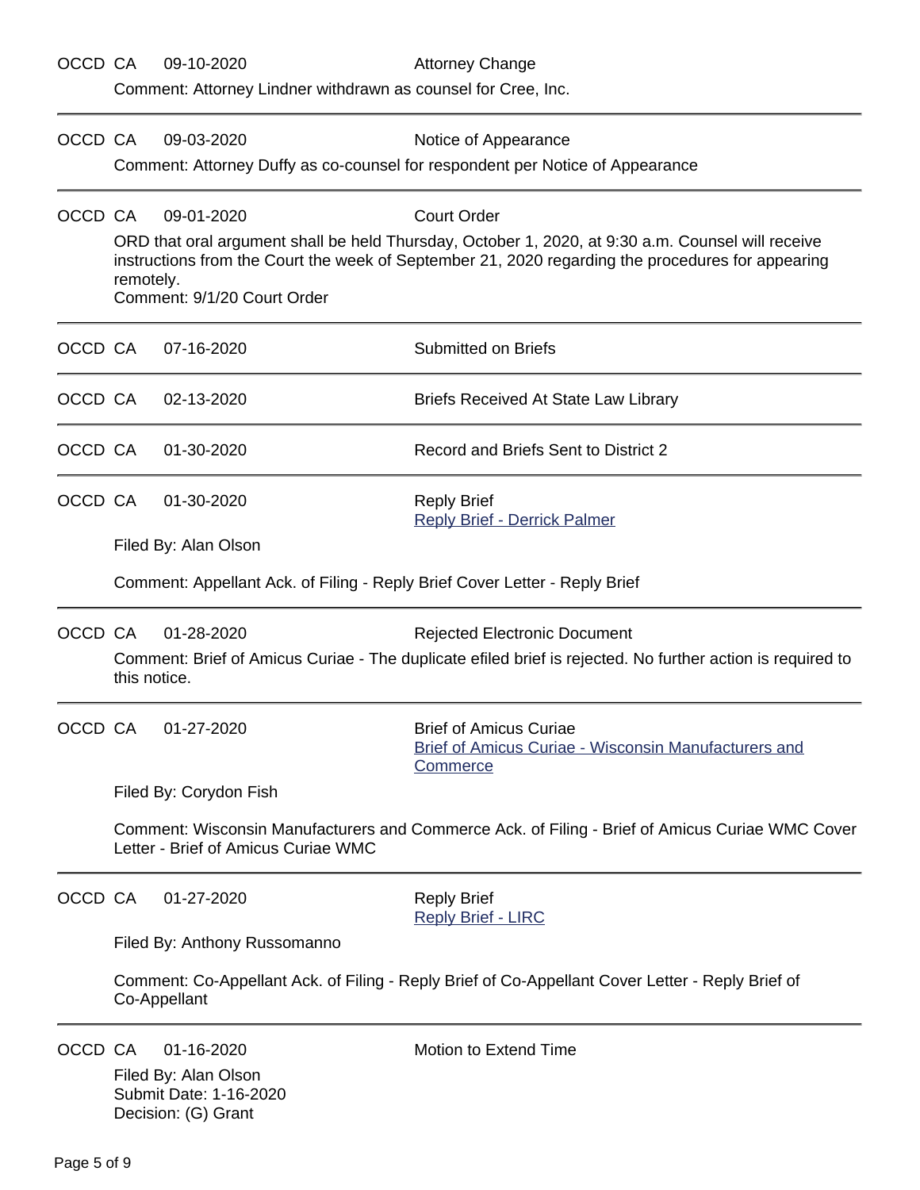OCCD CA 09-10-2020 Attorney Change

Comment: Attorney Lindner withdrawn as counsel for Cree, Inc.

---

OCCD CA 09-03-2020 Notice of Appearance

Comment: Attorney Duffy as co-counsel for respondent per Notice of Appearance

---

OCCD CA 09-01-2020 Court Order

ORD that oral argument shall be held Thursday, October 1, 2020, at 9:30 a.m. Counsel will receive instructions from the Court the week of September 21, 2020 regarding the procedures for appearing remotely.
Comment: 9/1/20 Court Order

---

OCCD CA 07-16-2020 Submitted on Briefs

---

OCCD CA 02-13-2020 Briefs Received At State Law Library

---

OCCD CA 01-30-2020 Record and Briefs Sent to District 2

---

OCCD CA 01-30-2020 Reply Brief
Reply Brief - Derrick Palmer

Filed By: Alan Olson

Comment: Appellant Ack. of Filing - Reply Brief Cover Letter - Reply Brief

---

OCCD CA 01-28-2020 Rejected Electronic Document

Comment: Brief of Amicus Curiae - The duplicate efiled brief is rejected. No further action is required to this notice.

---

OCCD CA 01-27-2020 Brief of Amicus Curiae
Brief of Amicus Curiae - Wisconsin Manufacturers and Commerce

Filed By: Corydon Fish

Comment: Wisconsin Manufacturers and Commerce Ack. of Filing - Brief of Amicus Curiae WMC Cover Letter - Brief of Amicus Curiae WMC

---

OCCD CA 01-27-2020 Reply Brief
Reply Brief - LIRC

Filed By: Anthony Russomanno

Comment: Co-Appellant Ack. of Filing - Reply Brief of Co-Appellant Cover Letter - Reply Brief of Co-Appellant

---

OCCD CA 01-16-2020 Motion to Extend Time

Filed By: Alan Olson
Submit Date: 1-16-2020
Decision: (G) Grant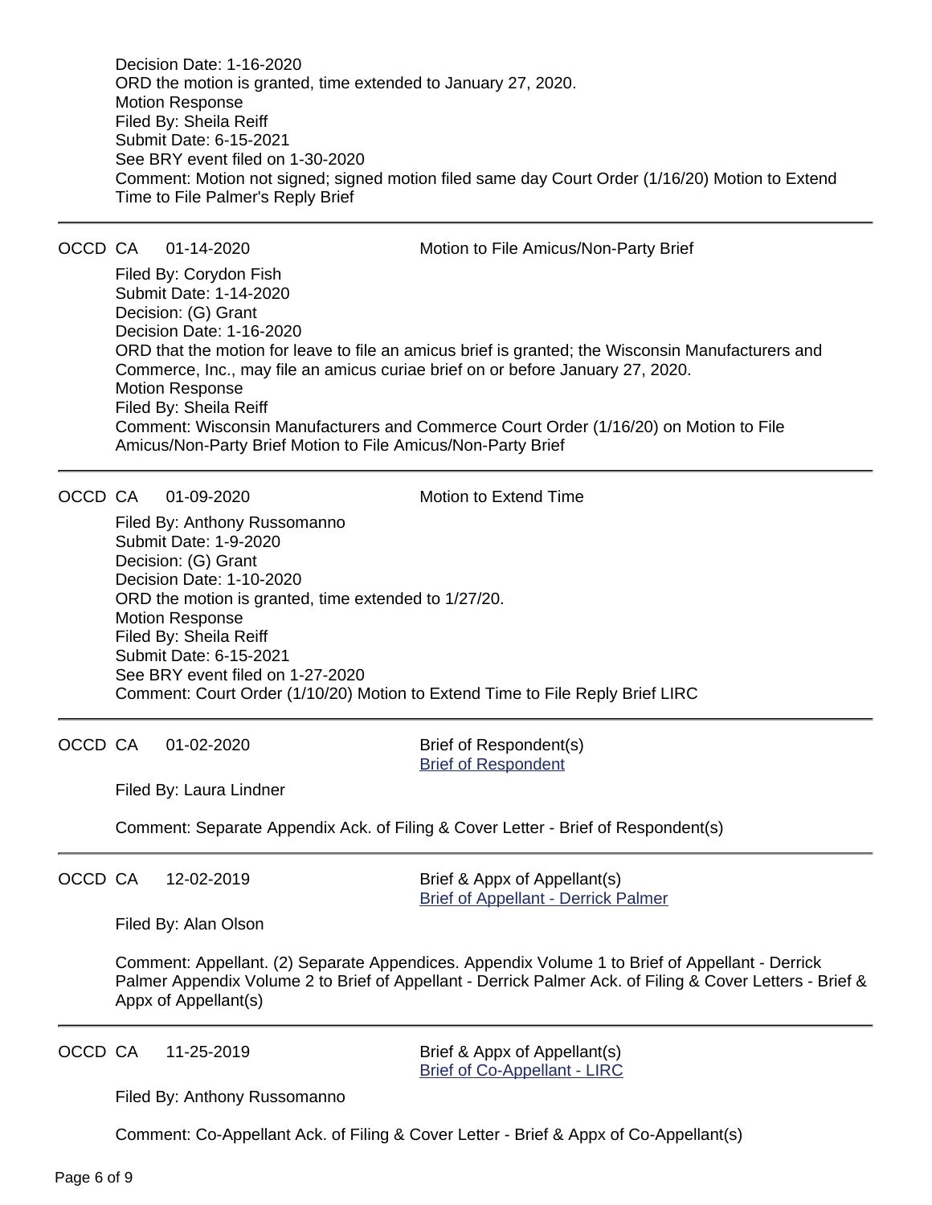Decision Date: 1-16-2020
ORD the motion is granted, time extended to January 27, 2020.
Motion Response
Filed By: Sheila Reiff
Submit Date: 6-15-2021
See BRY event filed on 1-30-2020
Comment: Motion not signed; signed motion filed same day Court Order (1/16/20) Motion to Extend Time to File Palmer's Reply Brief

---

OCCD CA 01-14-2020 Motion to File Amicus/Non-Party Brief

Filed By: Corydon Fish
Submit Date: 1-14-2020
Decision: (G) Grant
Decision Date: 1-16-2020
ORD that the motion for leave to file an amicus brief is granted; the Wisconsin Manufacturers and Commerce, Inc., may file an amicus curiae brief on or before January 27, 2020.
Motion Response
Filed By: Sheila Reiff
Comment: Wisconsin Manufacturers and Commerce Court Order (1/16/20) on Motion to File Amicus/Non-Party Brief Motion to File Amicus/Non-Party Brief

---

OCCD CA 01-09-2020 Motion to Extend Time

Filed By: Anthony Russomanno
Submit Date: 1-9-2020
Decision: (G) Grant
Decision Date: 1-10-2020
ORD the motion is granted, time extended to 1/27/20.
Motion Response
Filed By: Sheila Reiff
Submit Date: 6-15-2021
See BRY event filed on 1-27-2020
Comment: Court Order (1/10/20) Motion to Extend Time to File Reply Brief LIRC

---

OCCD CA 01-02-2020 Brief of Respondent(s)
Brief of Respondent

Filed By: Laura Lindner

Comment: Separate Appendix Ack. of Filing & Cover Letter - Brief of Respondent(s)

---

OCCD CA 12-02-2019 Brief & Appx of Appellant(s)
Brief of Appellant - Derrick Palmer

Filed By: Alan Olson

Comment: Appellant. (2) Separate Appendices. Appendix Volume 1 to Brief of Appellant - Derrick Palmer Appendix Volume 2 to Brief of Appellant - Derrick Palmer Ack. of Filing & Cover Letters - Brief & Appx of Appellant(s)

---

OCCD CA 11-25-2019 Brief & Appx of Appellant(s)
Brief of Co-Appellant - LIRC

Filed By: Anthony Russomanno

Comment: Co-Appellant Ack. of Filing & Cover Letter - Brief & Appx of Co-Appellant(s)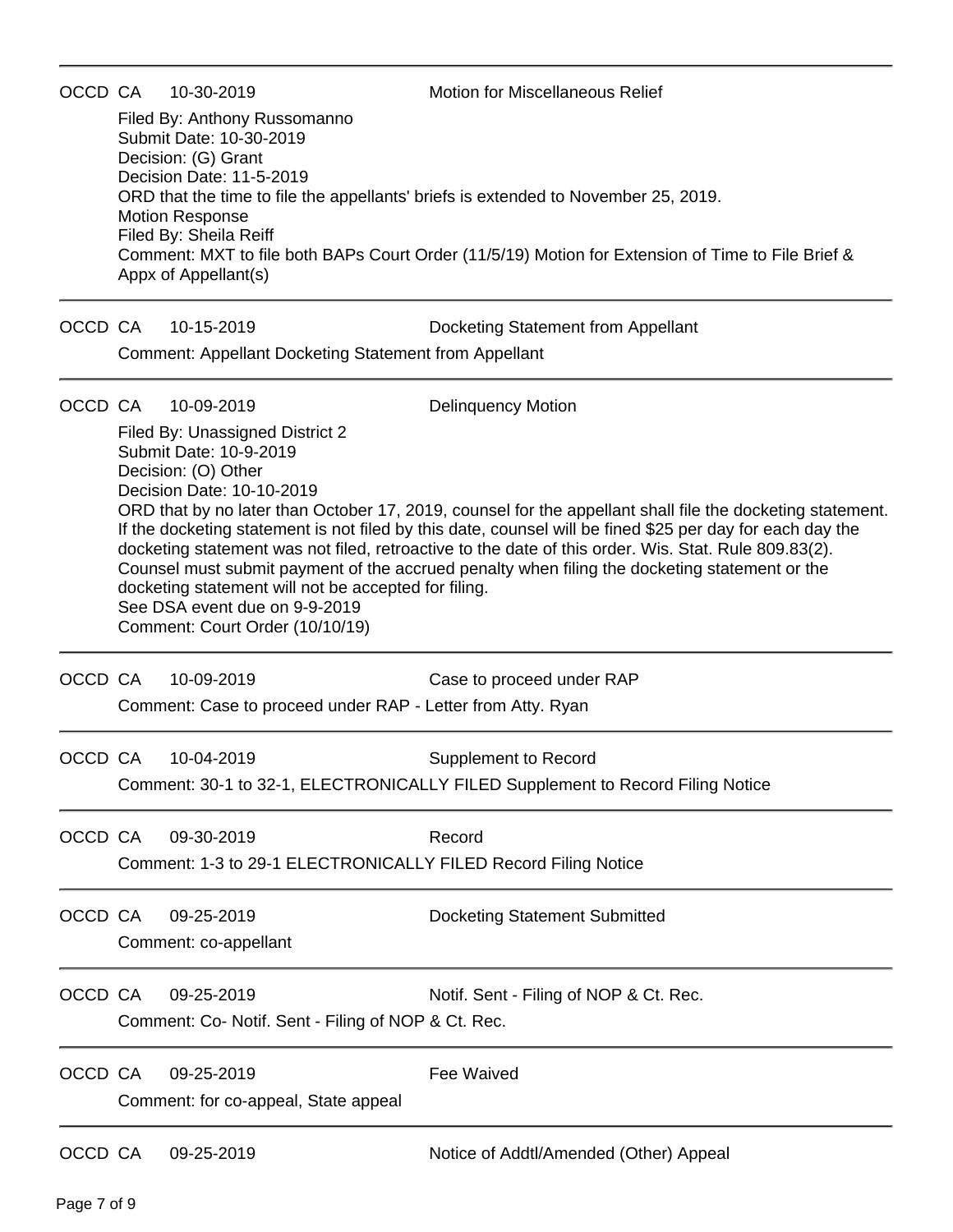OCCD CA 10-30-2019 Motion for Miscellaneous Relief

Filed By: Anthony Russomanno
Submit Date: 10-30-2019
Decision: (G) Grant
Decision Date: 11-5-2019
ORD that the time to file the appellants' briefs is extended to November 25, 2019.
Motion Response
Filed By: Sheila Reiff
Comment: MXT to file both BAPs Court Order (11/5/19) Motion for Extension of Time to File Brief & Appx of Appellant(s)

---

OCCD CA 10-15-2019 Docketing Statement from Appellant

Comment: Appellant Docketing Statement from Appellant

---

OCCD CA 10-09-2019 Delinquency Motion

Filed By: Unassigned District 2
Submit Date: 10-9-2019
Decision: (O) Other
Decision Date: 10-10-2019
ORD that by no later than October 17, 2019, counsel for the appellant shall file the docketing statement. If the docketing statement is not filed by this date, counsel will be fined $25 per day for each day the docketing statement was not filed, retroactive to the date of this order. Wis. Stat. Rule 809.83(2). Counsel must submit payment of the accrued penalty when filing the docketing statement or the docketing statement will not be accepted for filing.
See DSA event due on 9-9-2019
Comment: Court Order (10/10/19)

---

OCCD CA 10-09-2019 Case to proceed under RAP

Comment: Case to proceed under RAP - Letter from Atty. Ryan

---

OCCD CA 10-04-2019 Supplement to Record

Comment: 30-1 to 32-1, ELECTRONICALLY FILED Supplement to Record Filing Notice

---

OCCD CA 09-30-2019 Record

Comment: 1-3 to 29-1 ELECTRONICALLY FILED Record Filing Notice

---

OCCD CA 09-25-2019 Docketing Statement Submitted

Comment: co-appellant

---

OCCD CA 09-25-2019 Notif. Sent - Filing of NOP & Ct. Rec.

Comment: Co- Notif. Sent - Filing of NOP & Ct. Rec.

---

OCCD CA 09-25-2019 Fee Waived

Comment: for co-appeal, State appeal

---

OCCD CA 09-25-2019 Notice of Addtl/Amended (Other) Appeal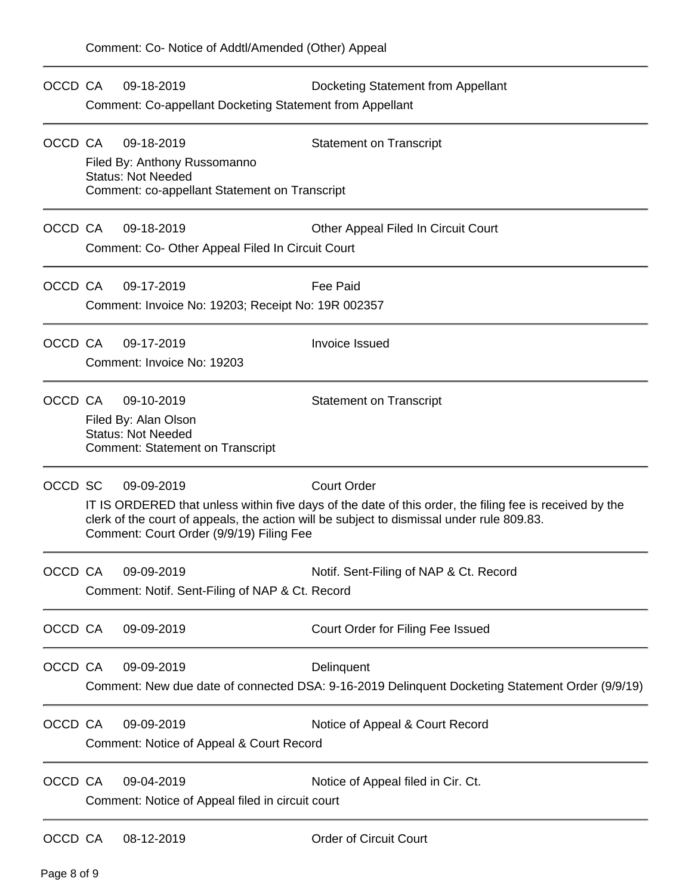Comment: Co- Notice of Addtl/Amended (Other) Appeal

---

OCCD CA 09-18-2019 Docketing Statement from Appellant

Comment: Co-appellant Docketing Statement from Appellant

---

OCCD CA 09-18-2019 Statement on Transcript

Filed By: Anthony Russomanno
Status: Not Needed
Comment: co-appellant Statement on Transcript

---

OCCD CA 09-18-2019 Other Appeal Filed In Circuit Court

Comment: Co- Other Appeal Filed In Circuit Court

---

OCCD CA 09-17-2019 Fee Paid

Comment: Invoice No: 19203; Receipt No: 19R 002357

---

OCCD CA 09-17-2019 Invoice Issued

Comment: Invoice No: 19203

---

OCCD CA 09-10-2019 Statement on Transcript

Filed By: Alan Olson
Status: Not Needed
Comment: Statement on Transcript

---

OCCD SC 09-09-2019 Court Order

IT IS ORDERED that unless within five days of the date of this order, the filing fee is received by the clerk of the court of appeals, the action will be subject to dismissal under rule 809.83.
Comment: Court Order (9/9/19) Filing Fee

---

OCCD CA 09-09-2019 Notif. Sent-Filing of NAP & Ct. Record

Comment: Notif. Sent-Filing of NAP & Ct. Record

---

OCCD CA 09-09-2019 Court Order for Filing Fee Issued

---

OCCD CA 09-09-2019 Delinquent

Comment: New due date of connected DSA: 9-16-2019 Delinquent Docketing Statement Order (9/9/19)

---

OCCD CA 09-09-2019 Notice of Appeal & Court Record

Comment: Notice of Appeal & Court Record

---

OCCD CA 09-04-2019 Notice of Appeal filed in Cir. Ct.

Comment: Notice of Appeal filed in circuit court

---

OCCD CA 08-12-2019 Order of Circuit Court